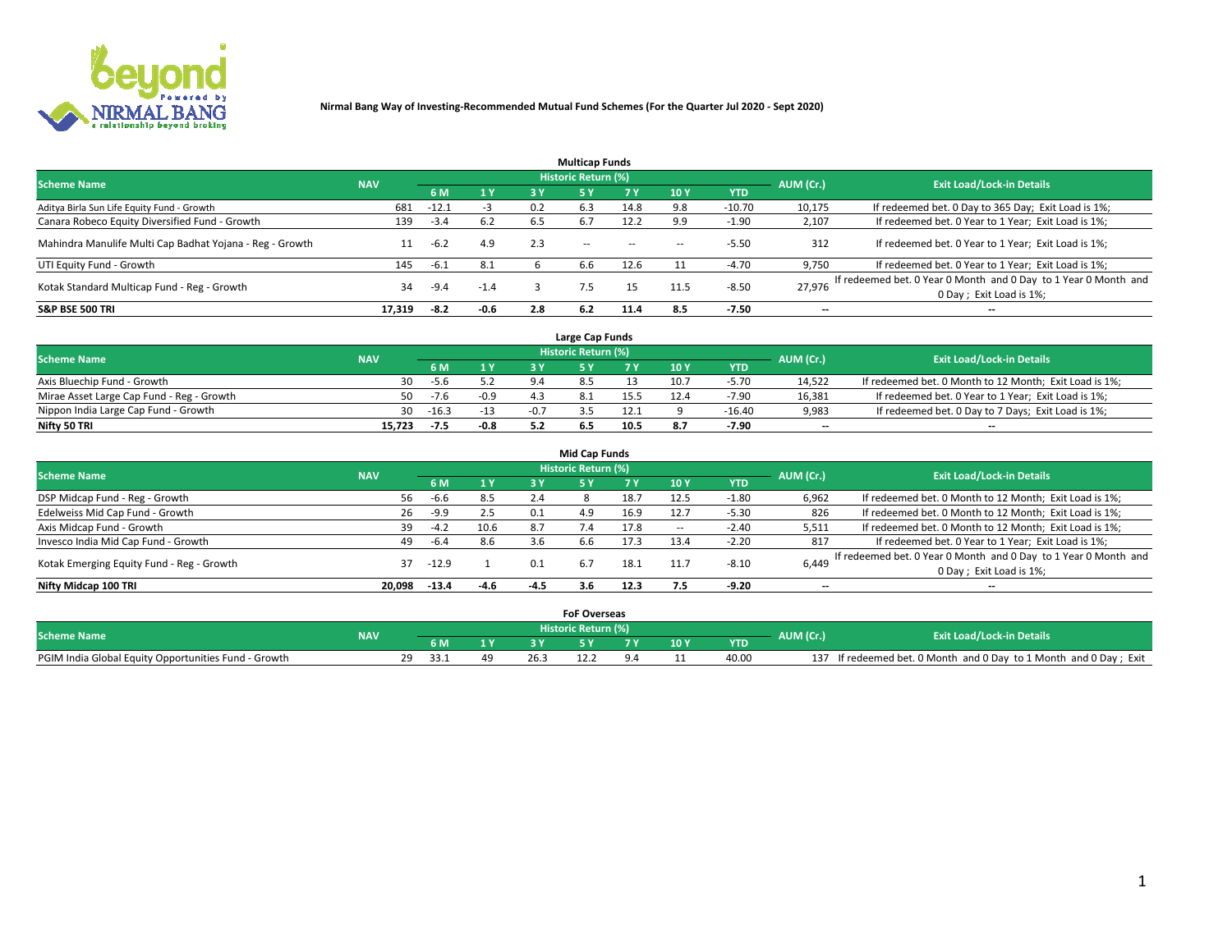**Nirmal Bang Way of Investing-Recommended Mutual Fund Schemes (For the Quarter Jul 2020 - Sept 2020)**

## Multicap Funds

| Scheme Name | NAV | Historic Return (%) | | | | | | | AUM (Cr.) | Exit Load/Lock-in Details |
|---|---|---|---|---|---|---|---|---|---|---|
| | | 6 M | 1 Y | 3 Y | 5 Y | 7 Y | 10 Y | YTD | | |
| Aditya Birla Sun Life Equity Fund - Growth | 681 | -12.1 | -3 | 0.2 | 6.3 | 14.8 | 9.8 | -10.70 | 10,175 | If redeemed bet. 0 Day to 365 Day; Exit Load is 1%; |
| Canara Robeco Equity Diversified Fund - Growth | 139 | -3.4 | 6.2 | 6.5 | 6.7 | 12.2 | 9.9 | -1.90 | 2,107 | If redeemed bet. 0 Year to 1 Year; Exit Load is 1%; |
| Mahindra Manulife Multi Cap Badhat Yojana - Reg - Growth | 11 | -6.2 | 4.9 | 2.3 | -- | -- | -- | -5.50 | 312 | If redeemed bet. 0 Year to 1 Year; Exit Load is 1%; |
| UTI Equity Fund - Growth | 145 | -6.1 | 8.1 | 6 | 6.6 | 12.6 | 11 | -4.70 | 9,750 | If redeemed bet. 0 Year to 1 Year; Exit Load is 1%; |
| Kotak Standard Multicap Fund - Reg - Growth | 34 | -9.4 | -1.4 | 3 | 7.5 | 15 | 11.5 | -8.50 | 27,976 | If redeemed bet. 0 Year 0 Month and 0 Day to 1 Year 0 Month and 0 Day ; Exit Load is 1%; |
| **S&P BSE 500 TRI** | **17,319** | **-8.2** | **-0.6** | **2.8** | **6.2** | **11.4** | **8.5** | **-7.50** | **--** | **--** |

## Large Cap Funds

| Scheme Name | NAV | Historic Return (%) | | | | | | | AUM (Cr.) | Exit Load/Lock-in Details |
|---|---|---|---|---|---|---|---|---|---|---|
| | | 6 M | 1 Y | 3 Y | 5 Y | 7 Y | 10 Y | YTD | | |
| Axis Bluechip Fund - Growth | 30 | -5.6 | 5.2 | 9.4 | 8.5 | 13 | 10.7 | -5.70 | 14,522 | If redeemed bet. 0 Month to 12 Month; Exit Load is 1%; |
| Mirae Asset Large Cap Fund - Reg - Growth | 50 | -7.6 | -0.9 | 4.3 | 8.1 | 15.5 | 12.4 | -7.90 | 16,381 | If redeemed bet. 0 Year to 1 Year; Exit Load is 1%; |
| Nippon India Large Cap Fund - Growth | 30 | -16.3 | -13 | -0.7 | 3.5 | 12.1 | 9 | -16.40 | 9,983 | If redeemed bet. 0 Day to 7 Days; Exit Load is 1%; |
| **Nifty 50 TRI** | **15,723** | **-7.5** | **-0.8** | **5.2** | **6.5** | **10.5** | **8.7** | **-7.90** | **--** | **--** |

## Mid Cap Funds

| Scheme Name | NAV | Historic Return (%) | | | | | | | AUM (Cr.) | Exit Load/Lock-in Details |
|---|---|---|---|---|---|---|---|---|---|---|
| | | 6 M | 1 Y | 3 Y | 5 Y | 7 Y | 10 Y | YTD | | |
| DSP Midcap Fund - Reg - Growth | 56 | -6.6 | 8.5 | 2.4 | 8 | 18.7 | 12.5 | -1.80 | 6,962 | If redeemed bet. 0 Month to 12 Month; Exit Load is 1%; |
| Edelweiss Mid Cap Fund - Growth | 26 | -9.9 | 2.5 | 0.1 | 4.9 | 16.9 | 12.7 | -5.30 | 826 | If redeemed bet. 0 Month to 12 Month; Exit Load is 1%; |
| Axis Midcap Fund - Growth | 39 | -4.2 | 10.6 | 8.7 | 7.4 | 17.8 | -- | -2.40 | 5,511 | If redeemed bet. 0 Month to 12 Month; Exit Load is 1%; |
| Invesco India Mid Cap Fund - Growth | 49 | -6.4 | 8.6 | 3.6 | 6.6 | 17.3 | 13.4 | -2.20 | 817 | If redeemed bet. 0 Year to 1 Year; Exit Load is 1%; |
| Kotak Emerging Equity Fund - Reg - Growth | 37 | -12.9 | 1 | 0.1 | 6.7 | 18.1 | 11.7 | -8.10 | 6,449 | If redeemed bet. 0 Year 0 Month and 0 Day to 1 Year 0 Month and 0 Day ; Exit Load is 1%; |
| **Nifty Midcap 100 TRI** | **20,098** | **-13.4** | **-4.6** | **-4.5** | **3.6** | **12.3** | **7.5** | **-9.20** | **--** | **--** |

## FoF Overseas

| Scheme Name | NAV | Historic Return (%) | | | | | | | AUM (Cr.) | Exit Load/Lock-in Details |
|---|---|---|---|---|---|---|---|---|---|---|
| | | 6 M | 1 Y | 3 Y | 5 Y | 7 Y | 10 Y | YTD | | |
| PGIM India Global Equity Opportunities Fund - Growth | 29 | 33.1 | 49 | 26.3 | 12.2 | 9.4 | 11 | 40.00 | 137 | If redeemed bet. 0 Month and 0 Day to 1 Month and 0 Day ; Exit |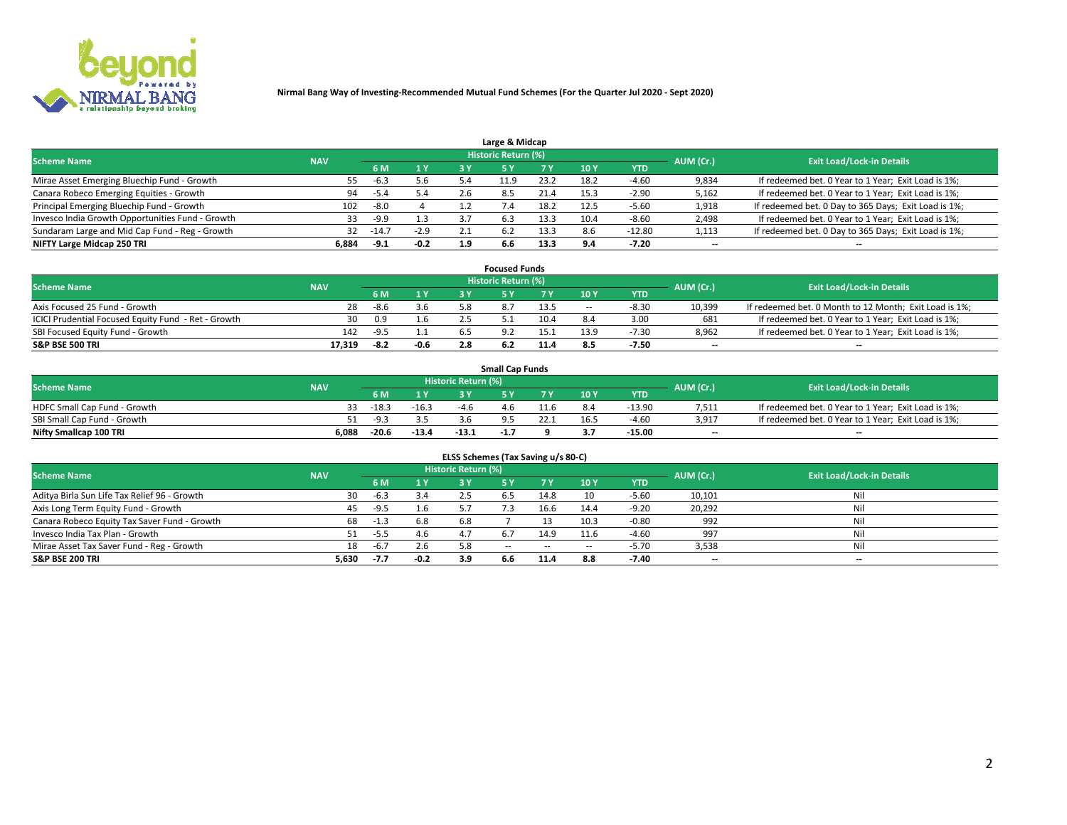# Nirmal Bang Way of Investing-Recommended Mutual Fund Schemes (For the Quarter Jul 2020 - Sept 2020)

## Large & Midcap

| Scheme Name | NAV | Historic Return (%) | | | | | | | AUM (Cr.) | Exit Load/Lock-in Details |
|---|---|---|---|---|---|---|---|---|---|---|
| | | 6 M | 1 Y | 3 Y | 5 Y | 7 Y | 10 Y | YTD | | |
| Mirae Asset Emerging Bluechip Fund - Growth | 55 | -6.3 | 5.6 | 5.4 | 11.9 | 23.2 | 18.2 | -4.60 | 9,834 | If redeemed bet. 0 Year to 1 Year; Exit Load is 1%; |
| Canara Robeco Emerging Equities - Growth | 94 | -5.4 | 5.4 | 2.6 | 8.5 | 21.4 | 15.3 | -2.90 | 5,162 | If redeemed bet. 0 Year to 1 Year; Exit Load is 1%; |
| Principal Emerging Bluechip Fund - Growth | 102 | -8.0 | 4 | 1.2 | 7.4 | 18.2 | 12.5 | -5.60 | 1,918 | If redeemed bet. 0 Day to 365 Days; Exit Load is 1%; |
| Invesco India Growth Opportunities Fund - Growth | 33 | -9.9 | 1.3 | 3.7 | 6.3 | 13.3 | 10.4 | -8.60 | 2,498 | If redeemed bet. 0 Year to 1 Year; Exit Load is 1%; |
| Sundaram Large and Mid Cap Fund - Reg - Growth | 32 | -14.7 | -2.9 | 2.1 | 6.2 | 13.3 | 8.6 | -12.80 | 1,113 | If redeemed bet. 0 Day to 365 Days; Exit Load is 1%; |
| **NIFTY Large Midcap 250 TRI** | **6,884** | **-9.1** | **-0.2** | **1.9** | **6.6** | **13.3** | **9.4** | **-7.20** | **--** | **--** |

## Focused Funds

| Scheme Name | NAV | Historic Return (%) | | | | | | | AUM (Cr.) | Exit Load/Lock-in Details |
|---|---|---|---|---|---|---|---|---|---|---|
| | | 6 M | 1 Y | 3 Y | 5 Y | 7 Y | 10 Y | YTD | | |
| Axis Focused 25 Fund - Growth | 28 | -8.6 | 3.6 | 5.8 | 8.7 | 13.5 | -- | -8.30 | 10,399 | If redeemed bet. 0 Month to 12 Month; Exit Load is 1%; |
| ICICI Prudential Focused Equity Fund - Ret - Growth | 30 | 0.9 | 1.6 | 2.5 | 5.1 | 10.4 | 8.4 | 3.00 | 681 | If redeemed bet. 0 Year to 1 Year; Exit Load is 1%; |
| SBI Focused Equity Fund - Growth | 142 | -9.5 | 1.1 | 6.5 | 9.2 | 15.1 | 13.9 | -7.30 | 8,962 | If redeemed bet. 0 Year to 1 Year; Exit Load is 1%; |
| **S&P BSE 500 TRI** | **17,319** | **-8.2** | **-0.6** | **2.8** | **6.2** | **11.4** | **8.5** | **-7.50** | **--** | **--** |

## Small Cap Funds

| Scheme Name | NAV | Historic Return (%) | | | | | | | AUM (Cr.) | Exit Load/Lock-in Details |
|---|---|---|---|---|---|---|---|---|---|---|
| | | 6 M | 1 Y | 3 Y | 5 Y | 7 Y | 10 Y | YTD | | |
| HDFC Small Cap Fund - Growth | 33 | -18.3 | -16.3 | -4.6 | 4.6 | 11.6 | 8.4 | -13.90 | 7,511 | If redeemed bet. 0 Year to 1 Year; Exit Load is 1%; |
| SBI Small Cap Fund - Growth | 51 | -9.3 | 3.5 | 3.6 | 9.5 | 22.1 | 16.5 | -4.60 | 3,917 | If redeemed bet. 0 Year to 1 Year; Exit Load is 1%; |
| **Nifty Smallcap 100 TRI** | **6,088** | **-20.6** | **-13.4** | **-13.1** | **-1.7** | **9** | **3.7** | **-15.00** | **--** | **--** |

## ELSS Schemes (Tax Saving u/s 80-C)

| Scheme Name | NAV | Historic Return (%) | | | | | | | AUM (Cr.) | Exit Load/Lock-in Details |
|---|---|---|---|---|---|---|---|---|---|---|
| | | 6 M | 1 Y | 3 Y | 5 Y | 7 Y | 10 Y | YTD | | |
| Aditya Birla Sun Life Tax Relief 96 - Growth | 30 | -6.3 | 3.4 | 2.5 | 6.5 | 14.8 | 10 | -5.60 | 10,101 | Nil |
| Axis Long Term Equity Fund - Growth | 45 | -9.5 | 1.6 | 5.7 | 7.3 | 16.6 | 14.4 | -9.20 | 20,292 | Nil |
| Canara Robeco Equity Tax Saver Fund - Growth | 68 | -1.3 | 6.8 | 6.8 | 7 | 13 | 10.3 | -0.80 | 992 | Nil |
| Invesco India Tax Plan - Growth | 51 | -5.5 | 4.6 | 4.7 | 6.7 | 14.9 | 11.6 | -4.60 | 997 | Nil |
| Mirae Asset Tax Saver Fund - Reg - Growth | 18 | -6.7 | 2.6 | 5.8 | -- | -- | -- | -5.70 | 3,538 | Nil |
| **S&P BSE 200 TRI** | **5,630** | **-7.7** | **-0.2** | **3.9** | **6.6** | **11.4** | **8.8** | **-7.40** | **--** | **--** |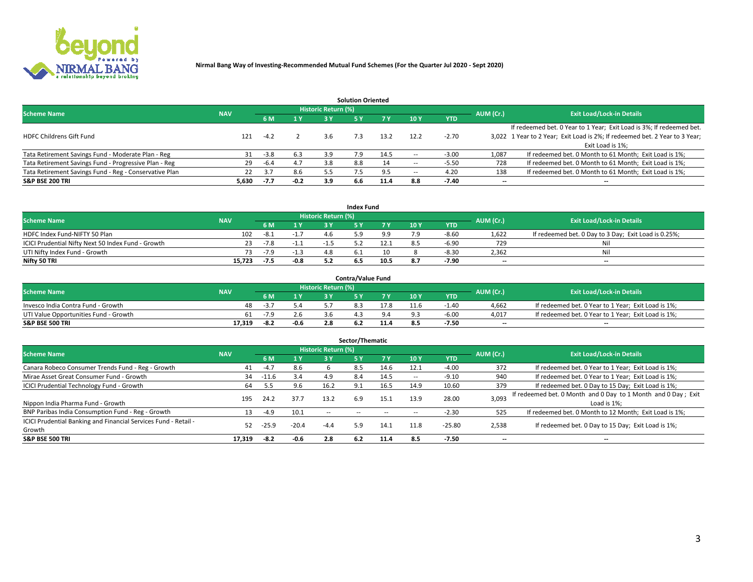**Nirmal Bang Way of Investing-Recommended Mutual Fund Schemes (For the Quarter Jul 2020 - Sept 2020)**

## Solution Oriented

| Scheme Name | NAV | Historic Return (%) | | | | | | | AUM (Cr.) | Exit Load/Lock-in Details |
|---|---|---|---|---|---|---|---|---|---|---|
| | | 6 M | 1 Y | 3 Y | 5 Y | 7 Y | 10 Y | YTD | | |
| HDFC Childrens Gift Fund | 121 | -4.2 | 2 | 3.6 | 7.3 | 13.2 | 12.2 | -2.70 | 3,022 | If redeemed bet. 0 Year to 1 Year; Exit Load is 3%; If redeemed bet. 1 Year to 2 Year; Exit Load is 2%; If redeemed bet. 2 Year to 3 Year; Exit Load is 1%; |
| Tata Retirement Savings Fund - Moderate Plan - Reg | 31 | -3.8 | 6.3 | 3.9 | 7.9 | 14.5 | -- | -3.00 | 1,087 | If redeemed bet. 0 Month to 61 Month; Exit Load is 1%; |
| Tata Retirement Savings Fund - Progressive Plan - Reg | 29 | -6.4 | 4.7 | 3.8 | 8.8 | 14 | -- | -5.50 | 728 | If redeemed bet. 0 Month to 61 Month; Exit Load is 1%; |
| Tata Retirement Savings Fund - Reg - Conservative Plan | 22 | 3.7 | 8.6 | 5.5 | 7.5 | 9.5 | -- | 4.20 | 138 | If redeemed bet. 0 Month to 61 Month; Exit Load is 1%; |
| **S&P BSE 200 TRI** | **5,630** | **-7.7** | **-0.2** | **3.9** | **6.6** | **11.4** | **8.8** | **-7.40** | **--** | **--** |

## Index Fund

| Scheme Name | NAV | Historic Return (%) | | | | | | | AUM (Cr.) | Exit Load/Lock-in Details |
|---|---|---|---|---|---|---|---|---|---|---|
| | | 6 M | 1 Y | 3 Y | 5 Y | 7 Y | 10 Y | YTD | | |
| HDFC Index Fund-NIFTY 50 Plan | 102 | -8.1 | -1.7 | 4.6 | 5.9 | 9.9 | 7.9 | -8.60 | 1,622 | If redeemed bet. 0 Day to 3 Day; Exit Load is 0.25%; |
| ICICI Prudential Nifty Next 50 Index Fund - Growth | 23 | -7.8 | -1.1 | -1.5 | 5.2 | 12.1 | 8.5 | -6.90 | 729 | Nil |
| UTI Nifty Index Fund - Growth | 73 | -7.9 | -1.3 | 4.8 | 6.1 | 10 | 8 | -8.30 | 2,362 | Nil |
| **Nifty 50 TRI** | **15,723** | **-7.5** | **-0.8** | **5.2** | **6.5** | **10.5** | **8.7** | **-7.90** | **--** | **--** |

## Contra/Value Fund

| Scheme Name | NAV | Historic Return (%) | | | | | | | AUM (Cr.) | Exit Load/Lock-in Details |
|---|---|---|---|---|---|---|---|---|---|---|
| | | 6 M | 1 Y | 3 Y | 5 Y | 7 Y | 10 Y | YTD | | |
| Invesco India Contra Fund - Growth | 48 | -3.7 | 5.4 | 5.7 | 8.3 | 17.8 | 11.6 | -1.40 | 4,662 | If redeemed bet. 0 Year to 1 Year; Exit Load is 1%; |
| UTI Value Opportunities Fund - Growth | 61 | -7.9 | 2.6 | 3.6 | 4.3 | 9.4 | 9.3 | -6.00 | 4,017 | If redeemed bet. 0 Year to 1 Year; Exit Load is 1%; |
| **S&P BSE 500 TRI** | **17,319** | **-8.2** | **-0.6** | **2.8** | **6.2** | **11.4** | **8.5** | **-7.50** | **--** | **--** |

## Sector/Thematic

| Scheme Name | NAV | Historic Return (%) | | | | | | | AUM (Cr.) | Exit Load/Lock-in Details |
|---|---|---|---|---|---|---|---|---|---|---|
| | | 6 M | 1 Y | 3 Y | 5 Y | 7 Y | 10 Y | YTD | | |
| Canara Robeco Consumer Trends Fund - Reg - Growth | 41 | -4.7 | 8.6 | 6 | 8.5 | 14.6 | 12.1 | -4.00 | 372 | If redeemed bet. 0 Year to 1 Year; Exit Load is 1%; |
| Mirae Asset Great Consumer Fund - Growth | 34 | -11.6 | 3.4 | 4.9 | 8.4 | 14.5 | -- | -9.10 | 940 | If redeemed bet. 0 Year to 1 Year; Exit Load is 1%; |
| ICICI Prudential Technology Fund - Growth | 64 | 5.5 | 9.6 | 16.2 | 9.1 | 16.5 | 14.9 | 10.60 | 379 | If redeemed bet. 0 Day to 15 Day; Exit Load is 1%; |
| Nippon India Pharma Fund - Growth | 195 | 24.2 | 37.7 | 13.2 | 6.9 | 15.1 | 13.9 | 28.00 | 3,093 | If redeemed bet. 0 Month and 0 Day to 1 Month and 0 Day ; Exit Load is 1%; |
| BNP Paribas India Consumption Fund - Reg - Growth | 13 | -4.9 | 10.1 | -- | -- | -- | -- | -2.30 | 525 | If redeemed bet. 0 Month to 12 Month; Exit Load is 1%; |
| ICICI Prudential Banking and Financial Services Fund - Retail - Growth | 52 | -25.9 | -20.4 | -4.4 | 5.9 | 14.1 | 11.8 | -25.80 | 2,538 | If redeemed bet. 0 Day to 15 Day; Exit Load is 1%; |
| **S&P BSE 500 TRI** | **17,319** | **-8.2** | **-0.6** | **2.8** | **6.2** | **11.4** | **8.5** | **-7.50** | **--** | **--** |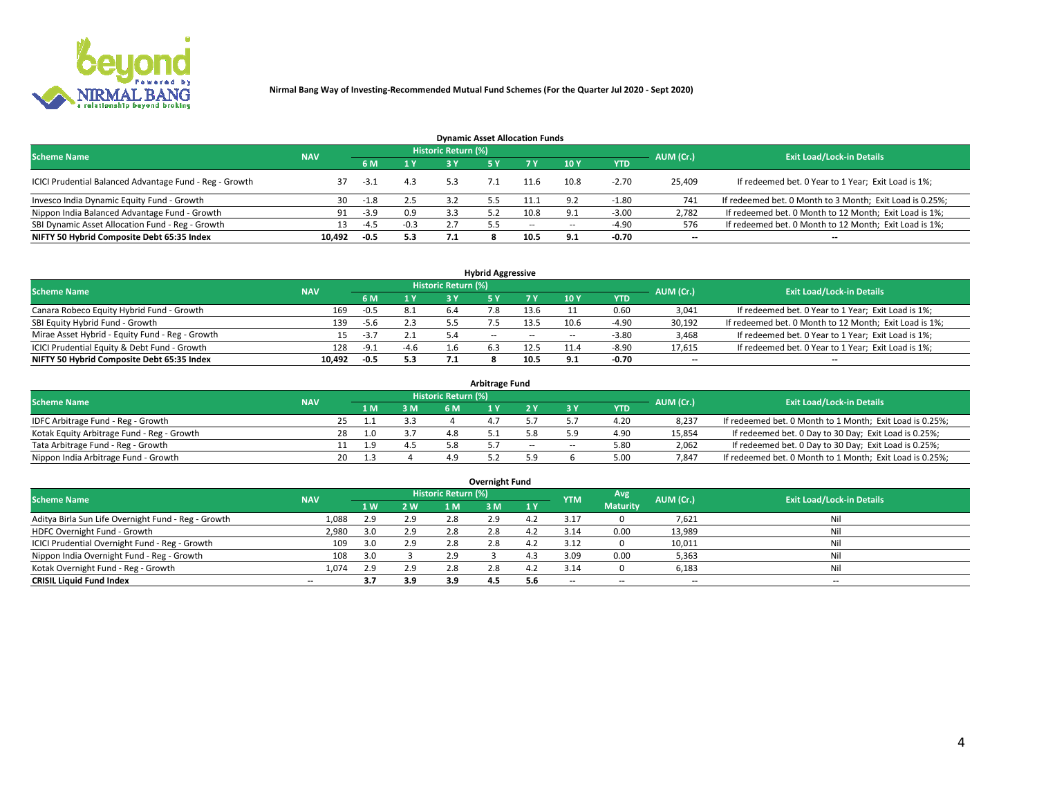**Nirmal Bang Way of Investing-Recommended Mutual Fund Schemes (For the Quarter Jul 2020 - Sept 2020)**

## Dynamic Asset Allocation Funds

| Scheme Name | NAV | Historic Return (%) | | | | | | | AUM (Cr.) | Exit Load/Lock-in Details |
|---|---|---|---|---|---|---|---|---|---|---|
| | | 6 M | 1 Y | 3 Y | 5 Y | 7 Y | 10 Y | YTD | | |
| ICICI Prudential Balanced Advantage Fund - Reg - Growth | 37 | -3.1 | 4.3 | 5.3 | 7.1 | 11.6 | 10.8 | -2.70 | 25,409 | If redeemed bet. 0 Year to 1 Year; Exit Load is 1%; |
| Invesco India Dynamic Equity Fund - Growth | 30 | -1.8 | 2.5 | 3.2 | 5.5 | 11.1 | 9.2 | -1.80 | 741 | If redeemed bet. 0 Month to 3 Month; Exit Load is 0.25%; |
| Nippon India Balanced Advantage Fund - Growth | 91 | -3.9 | 0.9 | 3.3 | 5.2 | 10.8 | 9.1 | -3.00 | 2,782 | If redeemed bet. 0 Month to 12 Month; Exit Load is 1%; |
| SBI Dynamic Asset Allocation Fund - Reg - Growth | 13 | -4.5 | -0.3 | 2.7 | 5.5 | -- | -- | -4.90 | 576 | If redeemed bet. 0 Month to 12 Month; Exit Load is 1%; |
| **NIFTY 50 Hybrid Composite Debt 65:35 Index** | **10,492** | **-0.5** | **5.3** | **7.1** | **8** | **10.5** | **9.1** | **-0.70** | **--** | **--** |

## Hybrid Aggressive

| Scheme Name | NAV | Historic Return (%) | | | | | | | AUM (Cr.) | Exit Load/Lock-in Details |
|---|---|---|---|---|---|---|---|---|---|---|
| | | 6 M | 1 Y | 3 Y | 5 Y | 7 Y | 10 Y | YTD | | |
| Canara Robeco Equity Hybrid Fund - Growth | 169 | -0.5 | 8.1 | 6.4 | 7.8 | 13.6 | 11 | 0.60 | 3,041 | If redeemed bet. 0 Year to 1 Year; Exit Load is 1%; |
| SBI Equity Hybrid Fund - Growth | 139 | -5.6 | 2.3 | 5.5 | 7.5 | 13.5 | 10.6 | -4.90 | 30,192 | If redeemed bet. 0 Month to 12 Month; Exit Load is 1%; |
| Mirae Asset Hybrid - Equity Fund - Reg - Growth | 15 | -3.7 | 2.1 | 5.4 | -- | -- | -- | -3.80 | 3,468 | If redeemed bet. 0 Year to 1 Year; Exit Load is 1%; |
| ICICI Prudential Equity & Debt Fund - Growth | 128 | -9.1 | -4.6 | 1.6 | 6.3 | 12.5 | 11.4 | -8.90 | 17,615 | If redeemed bet. 0 Year to 1 Year; Exit Load is 1%; |
| **NIFTY 50 Hybrid Composite Debt 65:35 Index** | **10,492** | **-0.5** | **5.3** | **7.1** | **8** | **10.5** | **9.1** | **-0.70** | **--** | **--** |

## Arbitrage Fund

| Scheme Name | NAV | Historic Return (%) | | | | | | | AUM (Cr.) | Exit Load/Lock-in Details |
|---|---|---|---|---|---|---|---|---|---|---|
| | | 1 M | 3 M | 6 M | 1 Y | 2 Y | 3 Y | YTD | | |
| IDFC Arbitrage Fund - Reg - Growth | 25 | 1.1 | 3.3 | 4 | 4.7 | 5.7 | 5.7 | 4.20 | 8,237 | If redeemed bet. 0 Month to 1 Month; Exit Load is 0.25%; |
| Kotak Equity Arbitrage Fund - Reg - Growth | 28 | 1.0 | 3.7 | 4.8 | 5.1 | 5.8 | 5.9 | 4.90 | 15,854 | If redeemed bet. 0 Day to 30 Day; Exit Load is 0.25%; |
| Tata Arbitrage Fund - Reg - Growth | 11 | 1.9 | 4.5 | 5.8 | 5.7 | -- | -- | 5.80 | 2,062 | If redeemed bet. 0 Day to 30 Day; Exit Load is 0.25%; |
| Nippon India Arbitrage Fund - Growth | 20 | 1.3 | 4 | 4.9 | 5.2 | 5.9 | 6 | 5.00 | 7,847 | If redeemed bet. 0 Month to 1 Month; Exit Load is 0.25%; |

## Overnight Fund

| Scheme Name | NAV | Historic Return (%) | | | | | YTM | Avg Maturity | AUM (Cr.) | Exit Load/Lock-in Details |
|---|---|---|---|---|---|---|---|---|---|---|
| | | 1 W | 2 W | 1 M | 3 M | 1 Y | | | | |
| Aditya Birla Sun Life Overnight Fund - Reg - Growth | 1,088 | 2.9 | 2.9 | 2.8 | 2.9 | 4.2 | 3.17 | 0 | 7,621 | Nil |
| HDFC Overnight Fund - Growth | 2,980 | 3.0 | 2.9 | 2.8 | 2.8 | 4.2 | 3.14 | 0.00 | 13,989 | Nil |
| ICICI Prudential Overnight Fund - Reg - Growth | 109 | 3.0 | 2.9 | 2.8 | 2.8 | 4.2 | 3.12 | 0 | 10,011 | Nil |
| Nippon India Overnight Fund - Reg - Growth | 108 | 3.0 | 3 | 2.9 | 3 | 4.3 | 3.09 | 0.00 | 5,363 | Nil |
| Kotak Overnight Fund - Reg - Growth | 1,074 | 2.9 | 2.9 | 2.8 | 2.8 | 4.2 | 3.14 | 0 | 6,183 | Nil |
| **CRISIL Liquid Fund Index** | **--** | **3.7** | **3.9** | **3.9** | **4.5** | **5.6** | **--** | **--** | **--** | **--** |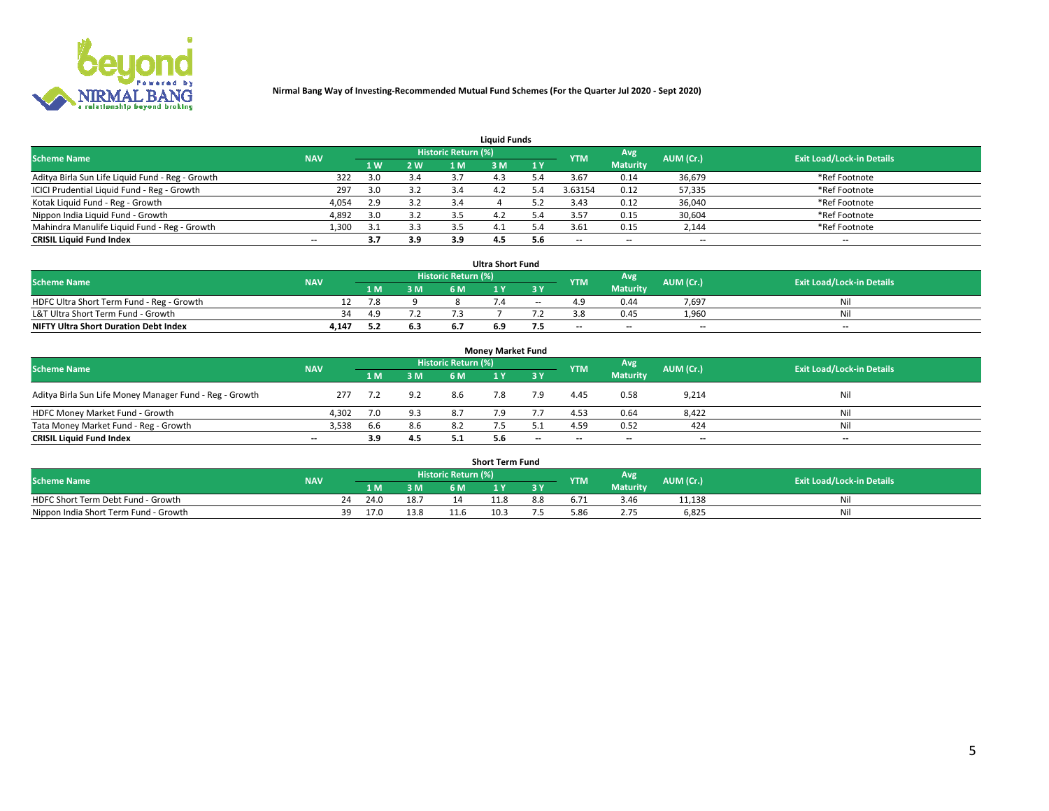Nirmal Bang Way of Investing-Recommended Mutual Fund Schemes (For the Quarter Jul 2020 - Sept 2020)

## Liquid Funds

| Scheme Name | NAV | Historic Return (%) | | | | | YTM | Avg Maturity | AUM (Cr.) | Exit Load/Lock-in Details |
|---|---|---|---|---|---|---|---|---|---|---|
| | | 1 W | 2 W | 1 M | 3 M | 1 Y | | | | |
| Aditya Birla Sun Life Liquid Fund - Reg - Growth | 322 | 3.0 | 3.4 | 3.7 | 4.3 | 5.4 | 3.67 | 0.14 | 36,679 | *Ref Footnote |
| ICICI Prudential Liquid Fund - Reg - Growth | 297 | 3.0 | 3.2 | 3.4 | 4.2 | 5.4 | 3.63154 | 0.12 | 57,335 | *Ref Footnote |
| Kotak Liquid Fund - Reg - Growth | 4,054 | 2.9 | 3.2 | 3.4 | 4 | 5.2 | 3.43 | 0.12 | 36,040 | *Ref Footnote |
| Nippon India Liquid Fund - Growth | 4,892 | 3.0 | 3.2 | 3.5 | 4.2 | 5.4 | 3.57 | 0.15 | 30,604 | *Ref Footnote |
| Mahindra Manulife Liquid Fund - Reg - Growth | 1,300 | 3.1 | 3.3 | 3.5 | 4.1 | 5.4 | 3.61 | 0.15 | 2,144 | *Ref Footnote |
| **CRISIL Liquid Fund Index** | -- | **3.7** | **3.9** | **3.9** | **4.5** | **5.6** | -- | -- | -- | -- |

## Ultra Short Fund

| Scheme Name | NAV | Historic Return (%) | | | | | YTM | Avg Maturity | AUM (Cr.) | Exit Load/Lock-in Details |
|---|---|---|---|---|---|---|---|---|---|---|
| | | 1 M | 3 M | 6 M | 1 Y | 3 Y | | | | |
| HDFC Ultra Short Term Fund - Reg - Growth | 12 | 7.8 | 9 | 8 | 7.4 | -- | 4.9 | 0.44 | 7,697 | Nil |
| L&T Ultra Short Term Fund - Growth | 34 | 4.9 | 7.2 | 7.3 | 7 | 7.2 | 3.8 | 0.45 | 1,960 | Nil |
| **NIFTY Ultra Short Duration Debt Index** | **4,147** | **5.2** | **6.3** | **6.7** | **6.9** | **7.5** | -- | -- | -- | -- |

## Money Market Fund

| Scheme Name | NAV | Historic Return (%) | | | | | YTM | Avg Maturity | AUM (Cr.) | Exit Load/Lock-in Details |
|---|---|---|---|---|---|---|---|---|---|---|
| | | 1 M | 3 M | 6 M | 1 Y | 3 Y | | | | |
| Aditya Birla Sun Life Money Manager Fund - Reg - Growth | 277 | 7.2 | 9.2 | 8.6 | 7.8 | 7.9 | 4.45 | 0.58 | 9,214 | Nil |
| HDFC Money Market Fund - Growth | 4,302 | 7.0 | 9.3 | 8.7 | 7.9 | 7.7 | 4.53 | 0.64 | 8,422 | Nil |
| Tata Money Market Fund - Reg - Growth | 3,538 | 6.6 | 8.6 | 8.2 | 7.5 | 5.1 | 4.59 | 0.52 | 424 | Nil |
| **CRISIL Liquid Fund Index** | -- | **3.9** | **4.5** | **5.1** | **5.6** | -- | -- | -- | -- | -- |

## Short Term Fund

| Scheme Name | NAV | Historic Return (%) | | | | | YTM | Avg Maturity | AUM (Cr.) | Exit Load/Lock-in Details |
|---|---|---|---|---|---|---|---|---|---|---|
| | | 1 M | 3 M | 6 M | 1 Y | 3 Y | | | | |
| HDFC Short Term Debt Fund - Growth | 24 | 24.0 | 18.7 | 14 | 11.8 | 8.8 | 6.71 | 3.46 | 11,138 | Nil |
| Nippon India Short Term Fund - Growth | 39 | 17.0 | 13.8 | 11.6 | 10.3 | 7.5 | 5.86 | 2.75 | 6,825 | Nil |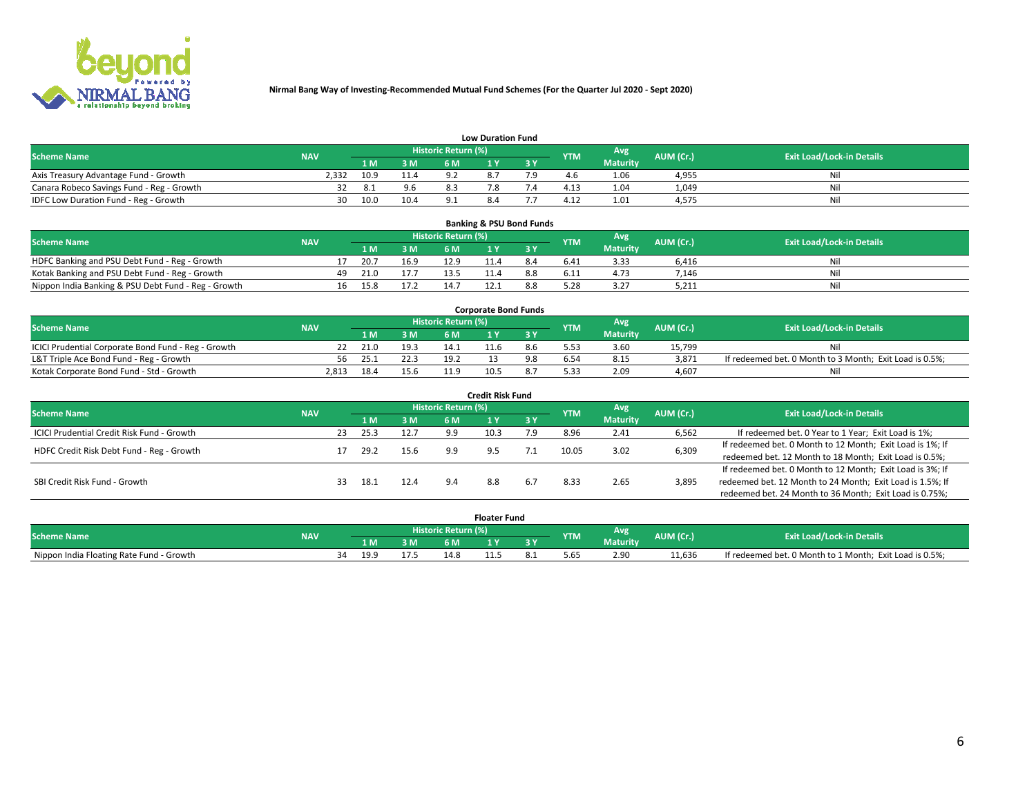**Nirmal Bang Way of Investing-Recommended Mutual Fund Schemes (For the Quarter Jul 2020 - Sept 2020)**

### Low Duration Fund

| Scheme Name | NAV | Historic Return (%) | | | | | YTM | Avg Maturity | AUM (Cr.) | Exit Load/Lock-in Details |
|---|---|---|---|---|---|---|---|---|---|---|
| | | 1 M | 3 M | 6 M | 1 Y | 3 Y | | | | |
| Axis Treasury Advantage Fund - Growth | 2,332 | 10.9 | 11.4 | 9.2 | 8.7 | 7.9 | 4.6 | 1.06 | 4,955 | Nil |
| Canara Robeco Savings Fund - Reg - Growth | 32 | 8.1 | 9.6 | 8.3 | 7.8 | 7.4 | 4.13 | 1.04 | 1,049 | Nil |
| IDFC Low Duration Fund - Reg - Growth | 30 | 10.0 | 10.4 | 9.1 | 8.4 | 7.7 | 4.12 | 1.01 | 4,575 | Nil |

### Banking & PSU Bond Funds

| Scheme Name | NAV | Historic Return (%) | | | | | YTM | Avg Maturity | AUM (Cr.) | Exit Load/Lock-in Details |
|---|---|---|---|---|---|---|---|---|---|---|
| | | 1 M | 3 M | 6 M | 1 Y | 3 Y | | | | |
| HDFC Banking and PSU Debt Fund - Reg - Growth | 17 | 20.7 | 16.9 | 12.9 | 11.4 | 8.4 | 6.41 | 3.33 | 6,416 | Nil |
| Kotak Banking and PSU Debt Fund - Reg - Growth | 49 | 21.0 | 17.7 | 13.5 | 11.4 | 8.8 | 6.11 | 4.73 | 7,146 | Nil |
| Nippon India Banking & PSU Debt Fund - Reg - Growth | 16 | 15.8 | 17.2 | 14.7 | 12.1 | 8.8 | 5.28 | 3.27 | 5,211 | Nil |

### Corporate Bond Funds

| Scheme Name | NAV | Historic Return (%) | | | | | YTM | Avg Maturity | AUM (Cr.) | Exit Load/Lock-in Details |
|---|---|---|---|---|---|---|---|---|---|---|
| | | 1 M | 3 M | 6 M | 1 Y | 3 Y | | | | |
| ICICI Prudential Corporate Bond Fund - Reg - Growth | 22 | 21.0 | 19.3 | 14.1 | 11.6 | 8.6 | 5.53 | 3.60 | 15,799 | Nil |
| L&T Triple Ace Bond Fund - Reg - Growth | 56 | 25.1 | 22.3 | 19.2 | 13 | 9.8 | 6.54 | 8.15 | 3,871 | If redeemed bet. 0 Month to 3 Month; Exit Load is 0.5%; |
| Kotak Corporate Bond Fund - Std - Growth | 2,813 | 18.4 | 15.6 | 11.9 | 10.5 | 8.7 | 5.33 | 2.09 | 4,607 | Nil |

### Credit Risk Fund

| Scheme Name | NAV | Historic Return (%) | | | | | YTM | Avg Maturity | AUM (Cr.) | Exit Load/Lock-in Details |
|---|---|---|---|---|---|---|---|---|---|---|
| | | 1 M | 3 M | 6 M | 1 Y | 3 Y | | | | |
| ICICI Prudential Credit Risk Fund - Growth | 23 | 25.3 | 12.7 | 9.9 | 10.3 | 7.9 | 8.96 | 2.41 | 6,562 | If redeemed bet. 0 Year to 1 Year; Exit Load is 1%; |
| HDFC Credit Risk Debt Fund - Reg - Growth | 17 | 29.2 | 15.6 | 9.9 | 9.5 | 7.1 | 10.05 | 3.02 | 6,309 | If redeemed bet. 0 Month to 12 Month; Exit Load is 1%; If redeemed bet. 12 Month to 18 Month; Exit Load is 0.5%; |
| SBI Credit Risk Fund - Growth | 33 | 18.1 | 12.4 | 9.4 | 8.8 | 6.7 | 8.33 | 2.65 | 3,895 | If redeemed bet. 0 Month to 12 Month; Exit Load is 3%; If redeemed bet. 12 Month to 24 Month; Exit Load is 1.5%; If redeemed bet. 24 Month to 36 Month; Exit Load is 0.75%; |

### Floater Fund

| Scheme Name | NAV | Historic Return (%) | | | | | YTM | Avg Maturity | AUM (Cr.) | Exit Load/Lock-in Details |
|---|---|---|---|---|---|---|---|---|---|---|
| | | 1 M | 3 M | 6 M | 1 Y | 3 Y | | | | |
| Nippon India Floating Rate Fund - Growth | 34 | 19.9 | 17.5 | 14.8 | 11.5 | 8.1 | 5.65 | 2.90 | 11,636 | If redeemed bet. 0 Month to 1 Month; Exit Load is 0.5%; |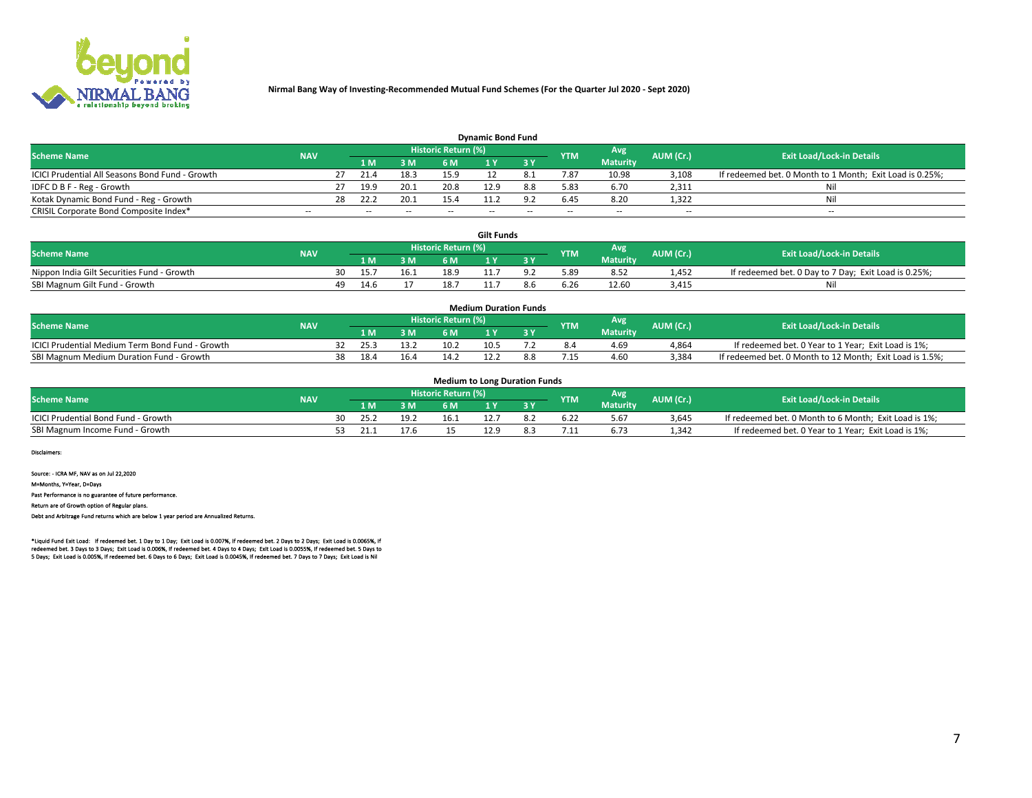**Nirmal Bang Way of Investing-Recommended Mutual Fund Schemes (For the Quarter Jul 2020 - Sept 2020)**

### Dynamic Bond Fund

| Scheme Name | NAV | Historic Return (%) | | | | | YTM | Avg Maturity | AUM (Cr.) | Exit Load/Lock-in Details |
|---|---|---|---|---|---|---|---|---|---|---|
| | | 1 M | 3 M | 6 M | 1 Y | 3 Y | | | | |
| ICICI Prudential All Seasons Bond Fund - Growth | 27 | 21.4 | 18.3 | 15.9 | 12 | 8.1 | 7.87 | 10.98 | 3,108 | If redeemed bet. 0 Month to 1 Month; Exit Load is 0.25%; |
| IDFC D B F - Reg - Growth | 27 | 19.9 | 20.1 | 20.8 | 12.9 | 8.8 | 5.83 | 6.70 | 2,311 | Nil |
| Kotak Dynamic Bond Fund - Reg - Growth | 28 | 22.2 | 20.1 | 15.4 | 11.2 | 9.2 | 6.45 | 8.20 | 1,322 | Nil |
| CRISIL Corporate Bond Composite Index* | -- | -- | -- | -- | -- | -- | -- | -- | -- | -- |

### Gilt Funds

| Scheme Name | NAV | Historic Return (%) | | | | | YTM | Avg Maturity | AUM (Cr.) | Exit Load/Lock-in Details |
|---|---|---|---|---|---|---|---|---|---|---|
| | | 1 M | 3 M | 6 M | 1 Y | 3 Y | | | | |
| Nippon India Gilt Securities Fund - Growth | 30 | 15.7 | 16.1 | 18.9 | 11.7 | 9.2 | 5.89 | 8.52 | 1,452 | If redeemed bet. 0 Day to 7 Day; Exit Load is 0.25%; |
| SBI Magnum Gilt Fund - Growth | 49 | 14.6 | 17 | 18.7 | 11.7 | 8.6 | 6.26 | 12.60 | 3,415 | Nil |

### Medium Duration Funds

| Scheme Name | NAV | Historic Return (%) | | | | | YTM | Avg Maturity | AUM (Cr.) | Exit Load/Lock-in Details |
|---|---|---|---|---|---|---|---|---|---|---|
| | | 1 M | 3 M | 6 M | 1 Y | 3 Y | | | | |
| ICICI Prudential Medium Term Bond Fund - Growth | 32 | 25.3 | 13.2 | 10.2 | 10.5 | 7.2 | 8.4 | 4.69 | 4,864 | If redeemed bet. 0 Year to 1 Year; Exit Load is 1%; |
| SBI Magnum Medium Duration Fund - Growth | 38 | 18.4 | 16.4 | 14.2 | 12.2 | 8.8 | 7.15 | 4.60 | 3,384 | If redeemed bet. 0 Month to 12 Month; Exit Load is 1.5%; |

### Medium to Long Duration Funds

| Scheme Name | NAV | Historic Return (%) | | | | | YTM | Avg Maturity | AUM (Cr.) | Exit Load/Lock-in Details |
|---|---|---|---|---|---|---|---|---|---|---|
| | | 1 M | 3 M | 6 M | 1 Y | 3 Y | | | | |
| ICICI Prudential Bond Fund - Growth | 30 | 25.2 | 19.2 | 16.1 | 12.7 | 8.2 | 6.22 | 5.67 | 3,645 | If redeemed bet. 0 Month to 6 Month; Exit Load is 1%; |
| SBI Magnum Income Fund - Growth | 53 | 21.1 | 17.6 | 15 | 12.9 | 8.3 | 7.11 | 6.73 | 1,342 | If redeemed bet. 0 Year to 1 Year; Exit Load is 1%; |

Disclaimers:

Source: - ICRA MF, NAV as on Jul 22,2020

M=Months, Y=Year, D=Days

Past Performance is no guarantee of future performance.

Return are of Growth option of Regular plans.

Debt and Arbitrage Fund returns which are below 1 year period are Annualized Returns.

*Liquid Fund Exit Load: If redeemed bet. 1 Day to 1 Day; Exit Load is 0.007%, If redeemed bet. 2 Days to 2 Days; Exit Load is 0.0065%, If redeemed bet. 3 Days to 3 Days; Exit Load is 0.006%, If redeemed bet. 4 Days to 4 Days; Exit Load is 0.0055%, If redeemed bet. 5 Days to 5 Days; Exit Load is 0.005%, If redeemed bet. 6 Days to 6 Days; Exit Load is 0.0045%, If redeemed bet. 7 Days to 7 Days; Exit Load is Nil